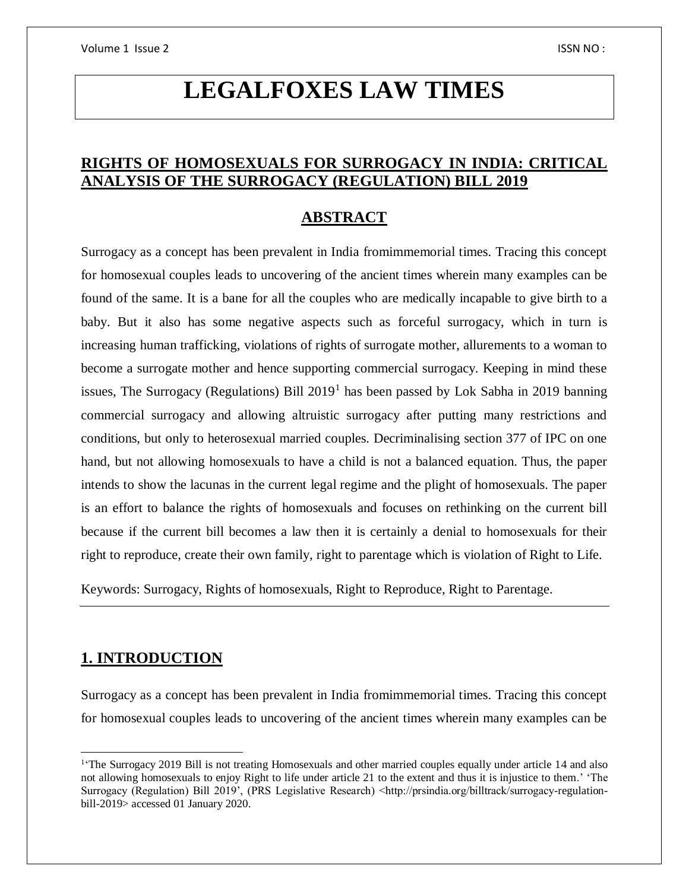# LEGALFOXES LAW TIMES

## RIGHTS OF HOMOSEXUALS FOR SURROGACY IN INDIA: CRITICAL ANALYSIS OF THE SURROGACY (REGULATION) BILL 2019

## ABSTRACT

Surrogacy as a concept has been prevalent in India fromimmemorial times. Tracing this concept for homosexual couples leads to uncovering of the ancient times wherein many examples can be found of the same. It is a bane for all the couples who are medically incapable to give birth to a baby. But it also has some negative aspects such as forceful surrogacy, which in turn is increasing human trafficking, violations of rights of surrogate mother, allurements to a woman to become a surrogate mother and hence supporting commercial surrogacy. Keeping in mind these issues, The Surrogacy (Regulations) Bill 2019[1] has been passed by Lok Sabha in 2019 banning commercial surrogacy and allowing altruistic surrogacy after putting many restrictions and conditions, but only to heterosexual married couples. Decriminalising section 377 of IPC on one hand, but not allowing homosexuals to have a child is not a balanced equation. Thus, the paper intends to show the lacunas in the current legal regime and the plight of homosexuals. The paper is an effort to balance the rights of homosexuals and focuses on rethinking on the current bill because if the current bill becomes a law then it is certainly a denial to homosexuals for their right to reproduce, create their own family, right to parentage which is violation of Right to Life.

Keywords: Surrogacy, Rights of homosexuals, Right to Reproduce, Right to Parentage.

---

## 1. INTRODUCTION

Surrogacy as a concept has been prevalent in India fromimmemorial times. Tracing this concept for homosexual couples leads to uncovering of the ancient times wherein many examples can be

---

[1] 'The Surrogacy 2019 Bill is not treating Homosexuals and other married couples equally under article 14 and also not allowing homosexuals to enjoy Right to life under article 21 to the extent and thus it is injustice to them.' 'The Surrogacy (Regulation) Bill 2019', (PRS Legislative Research) <http://prsindia.org/billtrack/surrogacy-regulation-bill-2019> accessed 01 January 2020.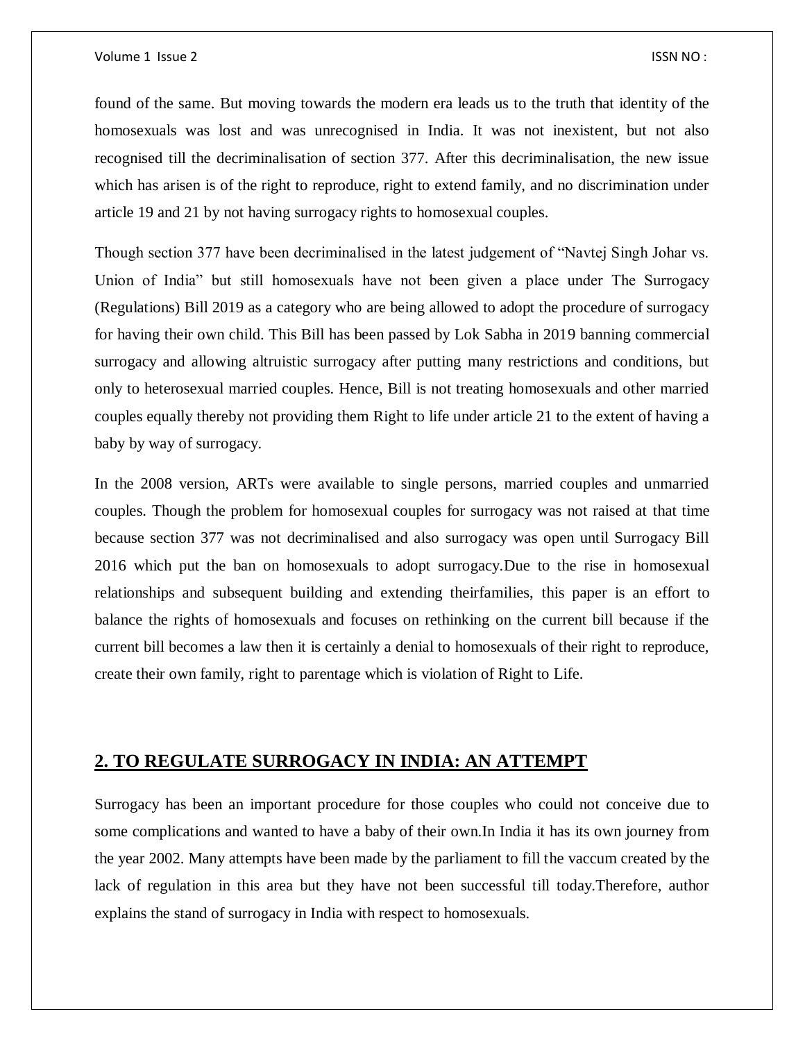found of the same. But moving towards the modern era leads us to the truth that identity of the homosexuals was lost and was unrecognised in India. It was not inexistent, but not also recognised till the decriminalisation of section 377. After this decriminalisation, the new issue which has arisen is of the right to reproduce, right to extend family, and no discrimination under article 19 and 21 by not having surrogacy rights to homosexual couples.

Though section 377 have been decriminalised in the latest judgement of "Navtej Singh Johar vs. Union of India" but still homosexuals have not been given a place under The Surrogacy (Regulations) Bill 2019 as a category who are being allowed to adopt the procedure of surrogacy for having their own child. This Bill has been passed by Lok Sabha in 2019 banning commercial surrogacy and allowing altruistic surrogacy after putting many restrictions and conditions, but only to heterosexual married couples. Hence, Bill is not treating homosexuals and other married couples equally thereby not providing them Right to life under article 21 to the extent of having a baby by way of surrogacy.

In the 2008 version, ARTs were available to single persons, married couples and unmarried couples. Though the problem for homosexual couples for surrogacy was not raised at that time because section 377 was not decriminalised and also surrogacy was open until Surrogacy Bill 2016 which put the ban on homosexuals to adopt surrogacy.Due to the rise in homosexual relationships and subsequent building and extending theirfamilies, this paper is an effort to balance the rights of homosexuals and focuses on rethinking on the current bill because if the current bill becomes a law then it is certainly a denial to homosexuals of their right to reproduce, create their own family, right to parentage which is violation of Right to Life.

## 2. TO REGULATE SURROGACY IN INDIA: AN ATTEMPT

Surrogacy has been an important procedure for those couples who could not conceive due to some complications and wanted to have a baby of their own.In India it has its own journey from the year 2002. Many attempts have been made by the parliament to fill the vaccum created by the lack of regulation in this area but they have not been successful till today.Therefore, author explains the stand of surrogacy in India with respect to homosexuals.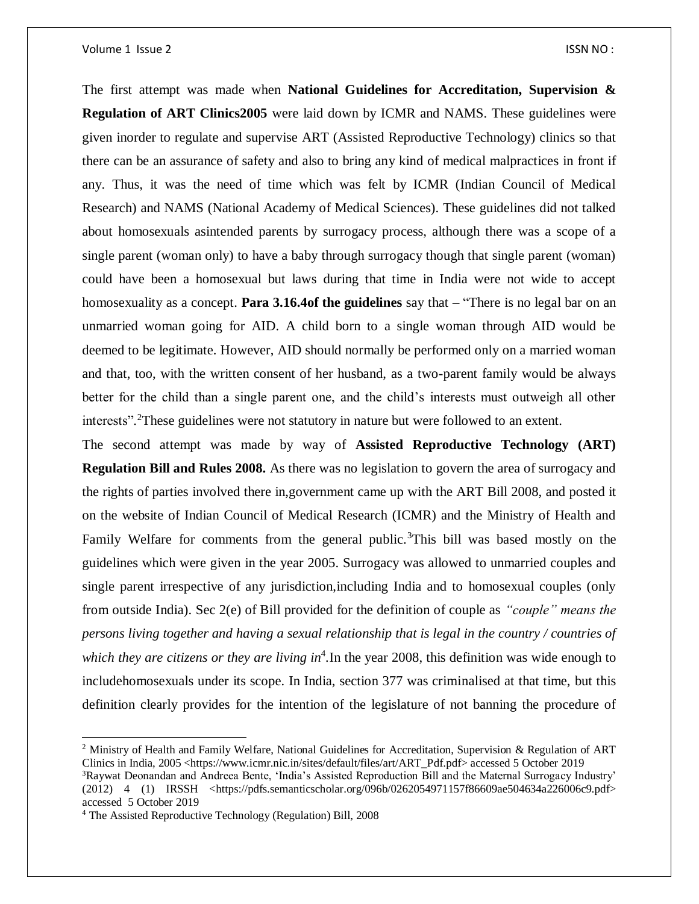The first attempt was made when **National Guidelines for Accreditation, Supervision & Regulation of ART Clinics2005** were laid down by ICMR and NAMS. These guidelines were given inorder to regulate and supervise ART (Assisted Reproductive Technology) clinics so that there can be an assurance of safety and also to bring any kind of medical malpractices in front if any. Thus, it was the need of time which was felt by ICMR (Indian Council of Medical Research) and NAMS (National Academy of Medical Sciences). These guidelines did not talked about homosexuals asintended parents by surrogacy process, although there was a scope of a single parent (woman only) to have a baby through surrogacy though that single parent (woman) could have been a homosexual but laws during that time in India were not wide to accept homosexuality as a concept. **Para 3.16.4of the guidelines** say that – "There is no legal bar on an unmarried woman going for AID. A child born to a single woman through AID would be deemed to be legitimate. However, AID should normally be performed only on a married woman and that, too, with the written consent of her husband, as a two-parent family would be always better for the child than a single parent one, and the child's interests must outweigh all other interests".[2]These guidelines were not statutory in nature but were followed to an extent.

The second attempt was made by way of **Assisted Reproductive Technology (ART) Regulation Bill and Rules 2008.** As there was no legislation to govern the area of surrogacy and the rights of parties involved there in,government came up with the ART Bill 2008, and posted it on the website of Indian Council of Medical Research (ICMR) and the Ministry of Health and Family Welfare for comments from the general public.[3]This bill was based mostly on the guidelines which were given in the year 2005. Surrogacy was allowed to unmarried couples and single parent irrespective of any jurisdiction,including India and to homosexual couples (only from outside India). Sec 2(e) of Bill provided for the definition of couple as *"couple" means the persons living together and having a sexual relationship that is legal in the country / countries of which they are citizens or they are living in*[4].In the year 2008, this definition was wide enough to includehomosexuals under its scope. In India, section 377 was criminalised at that time, but this definition clearly provides for the intention of the legislature of not banning the procedure of

---

[2] Ministry of Health and Family Welfare, National Guidelines for Accreditation, Supervision & Regulation of ART Clinics in India, 2005 <https://www.icmr.nic.in/sites/default/files/art/ART_Pdf.pdf> accessed 5 October 2019

[3]Raywat Deonandan and Andreea Bente, 'India's Assisted Reproduction Bill and the Maternal Surrogacy Industry' (2012) 4 (1) IRSSH <https://pdfs.semanticscholar.org/096b/0262054971157f86609ae504634a226006c9.pdf> accessed 5 October 2019

[4] The Assisted Reproductive Technology (Regulation) Bill, 2008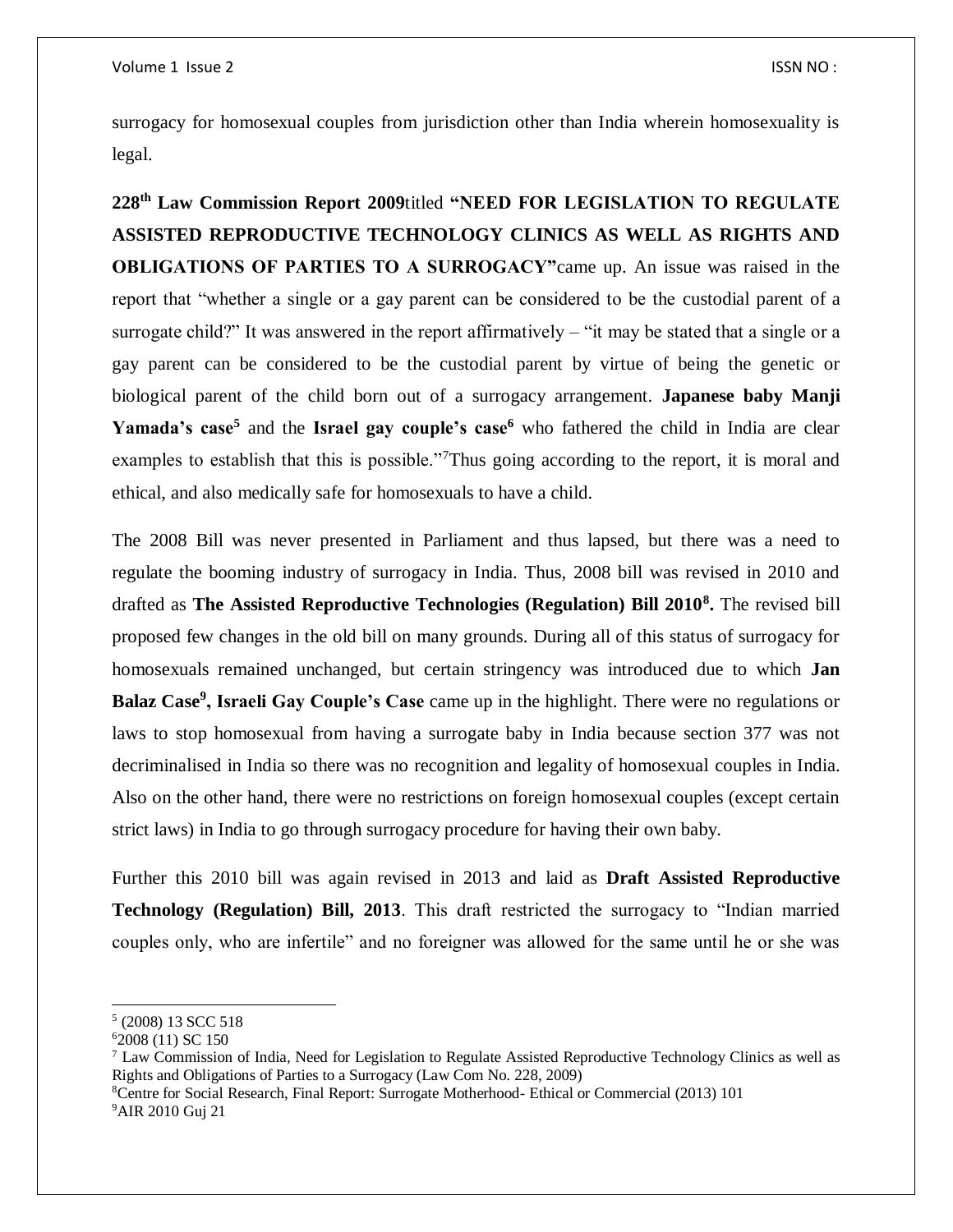surrogacy for homosexual couples from jurisdiction other than India wherein homosexuality is legal.

**228th Law Commission Report 2009**titled **"NEED FOR LEGISLATION TO REGULATE ASSISTED REPRODUCTIVE TECHNOLOGY CLINICS AS WELL AS RIGHTS AND OBLIGATIONS OF PARTIES TO A SURROGACY"**came up. An issue was raised in the report that "whether a single or a gay parent can be considered to be the custodial parent of a surrogate child?" It was answered in the report affirmatively – "it may be stated that a single or a gay parent can be considered to be the custodial parent by virtue of being the genetic or biological parent of the child born out of a surrogacy arrangement. **Japanese baby Manji Yamada's case**[5] and the **Israel gay couple's case**[6] who fathered the child in India are clear examples to establish that this is possible."[7]Thus going according to the report, it is moral and ethical, and also medically safe for homosexuals to have a child.

The 2008 Bill was never presented in Parliament and thus lapsed, but there was a need to regulate the booming industry of surrogacy in India. Thus, 2008 bill was revised in 2010 and drafted as **The Assisted Reproductive Technologies (Regulation) Bill 2010**[8]**.** The revised bill proposed few changes in the old bill on many grounds. During all of this status of surrogacy for homosexuals remained unchanged, but certain stringency was introduced due to which **Jan Balaz Case**[9]**, Israeli Gay Couple's Case** came up in the highlight. There were no regulations or laws to stop homosexual from having a surrogate baby in India because section 377 was not decriminalised in India so there was no recognition and legality of homosexual couples in India. Also on the other hand, there were no restrictions on foreign homosexual couples (except certain strict laws) in India to go through surrogacy procedure for having their own baby.

Further this 2010 bill was again revised in 2013 and laid as **Draft Assisted Reproductive Technology (Regulation) Bill, 2013**. This draft restricted the surrogacy to "Indian married couples only, who are infertile" and no foreigner was allowed for the same until he or she was

---

[5] (2008) 13 SCC 518

[6] 2008 (11) SC 150

[7] Law Commission of India, Need for Legislation to Regulate Assisted Reproductive Technology Clinics as well as Rights and Obligations of Parties to a Surrogacy (Law Com No. 228, 2009)

[8] Centre for Social Research, Final Report: Surrogate Motherhood- Ethical or Commercial (2013) 101

[9] AIR 2010 Guj 21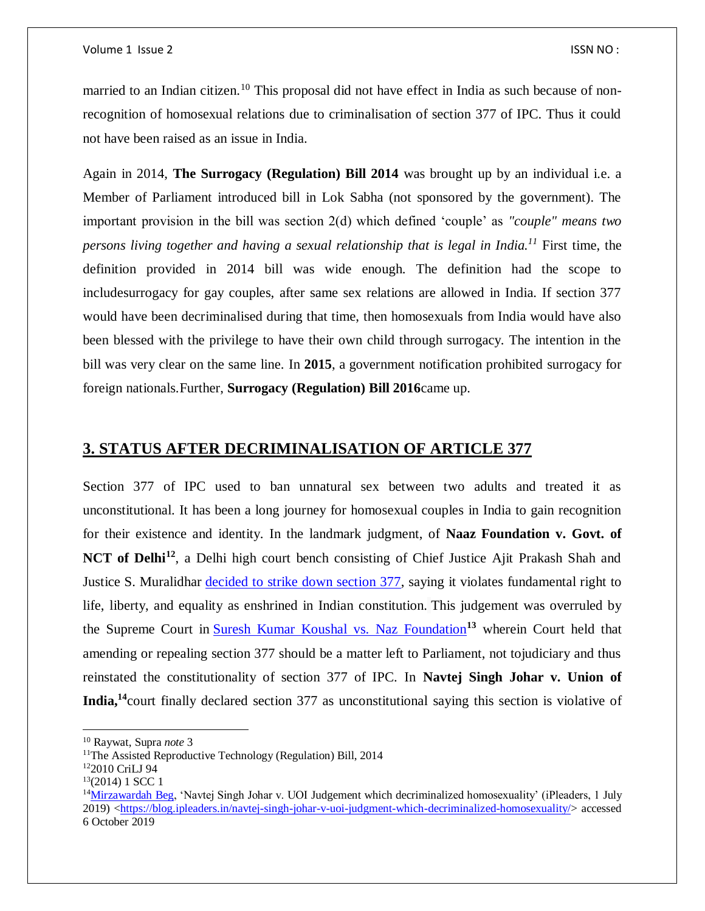married to an Indian citizen.[10] This proposal did not have effect in India as such because of non-recognition of homosexual relations due to criminalisation of section 377 of IPC. Thus it could not have been raised as an issue in India.

Again in 2014, **The Surrogacy (Regulation) Bill 2014** was brought up by an individual i.e. a Member of Parliament introduced bill in Lok Sabha (not sponsored by the government). The important provision in the bill was section 2(d) which defined 'couple' as *"couple" means two persons living together and having a sexual relationship that is legal in India.[11]* First time, the definition provided in 2014 bill was wide enough. The definition had the scope to includesurrogacy for gay couples, after same sex relations are allowed in India. If section 377 would have been decriminalised during that time, then homosexuals from India would have also been blessed with the privilege to have their own child through surrogacy. The intention in the bill was very clear on the same line. In **2015**, a government notification prohibited surrogacy for foreign nationals.Further, **Surrogacy (Regulation) Bill 2016**came up.

## 3. STATUS AFTER DECRIMINALISATION OF ARTICLE 377

Section 377 of IPC used to ban unnatural sex between two adults and treated it as unconstitutional. It has been a long journey for homosexual couples in India to gain recognition for their existence and identity. In the landmark judgment, of **Naaz Foundation v. Govt. of NCT of Delhi[12]**, a Delhi high court bench consisting of Chief Justice Ajit Prakash Shah and Justice S. Muralidhar decided to strike down section 377, saying it violates fundamental right to life, liberty, and equality as enshrined in Indian constitution. This judgement was overruled by the Supreme Court in Suresh Kumar Koushal vs. Naz Foundation[13] wherein Court held that amending or repealing section 377 should be a matter left to Parliament, not tojudiciary and thus reinstated the constitutionality of section 377 of IPC. In **Navtej Singh Johar v. Union of India,[14]**court finally declared section 377 as unconstitutional saying this section is violative of

---

[10] Raywat, Supra *note* 3

[11] The Assisted Reproductive Technology (Regulation) Bill, 2014

[12] 2010 CriLJ 94

[13] (2014) 1 SCC 1

[14] Mirzawardah Beg, 'Navtej Singh Johar v. UOI Judgement which decriminalized homosexuality' (iPleaders, 1 July 2019) <https://blog.ipleaders.in/navtej-singh-johar-v-uoi-judgment-which-decriminalized-homosexuality/> accessed 6 October 2019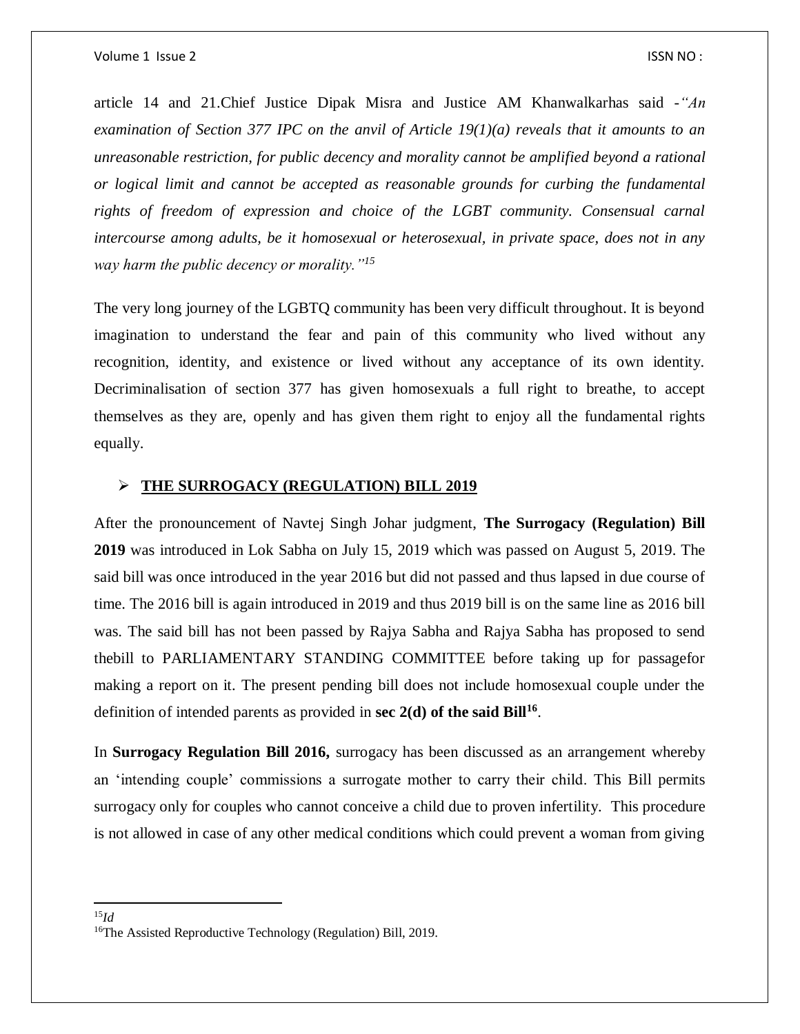article 14 and 21.Chief Justice Dipak Misra and Justice AM Khanwalkarhas said -*"An examination of Section 377 IPC on the anvil of Article 19(1)(a) reveals that it amounts to an unreasonable restriction, for public decency and morality cannot be amplified beyond a rational or logical limit and cannot be accepted as reasonable grounds for curbing the fundamental rights of freedom of expression and choice of the LGBT community. Consensual carnal intercourse among adults, be it homosexual or heterosexual, in private space, does not in any way harm the public decency or morality."*[15]

The very long journey of the LGBTQ community has been very difficult throughout. It is beyond imagination to understand the fear and pain of this community who lived without any recognition, identity, and existence or lived without any acceptance of its own identity. Decriminalisation of section 377 has given homosexuals a full right to breathe, to accept themselves as they are, openly and has given them right to enjoy all the fundamental rights equally.

- **THE SURROGACY (REGULATION) BILL 2019**

After the pronouncement of Navtej Singh Johar judgment, **The Surrogacy (Regulation) Bill 2019** was introduced in Lok Sabha on July 15, 2019 which was passed on August 5, 2019. The said bill was once introduced in the year 2016 but did not passed and thus lapsed in due course of time. The 2016 bill is again introduced in 2019 and thus 2019 bill is on the same line as 2016 bill was. The said bill has not been passed by Rajya Sabha and Rajya Sabha has proposed to send thebill to PARLIAMENTARY STANDING COMMITTEE before taking up for passagefor making a report on it. The present pending bill does not include homosexual couple under the definition of intended parents as provided in **sec 2(d) of the said Bill**[16].

In **Surrogacy Regulation Bill 2016,** surrogacy has been discussed as an arrangement whereby an 'intending couple' commissions a surrogate mother to carry their child. This Bill permits surrogacy only for couples who cannot conceive a child due to proven infertility. This procedure is not allowed in case of any other medical conditions which could prevent a woman from giving

---

[15] *Id*

[16] The Assisted Reproductive Technology (Regulation) Bill, 2019.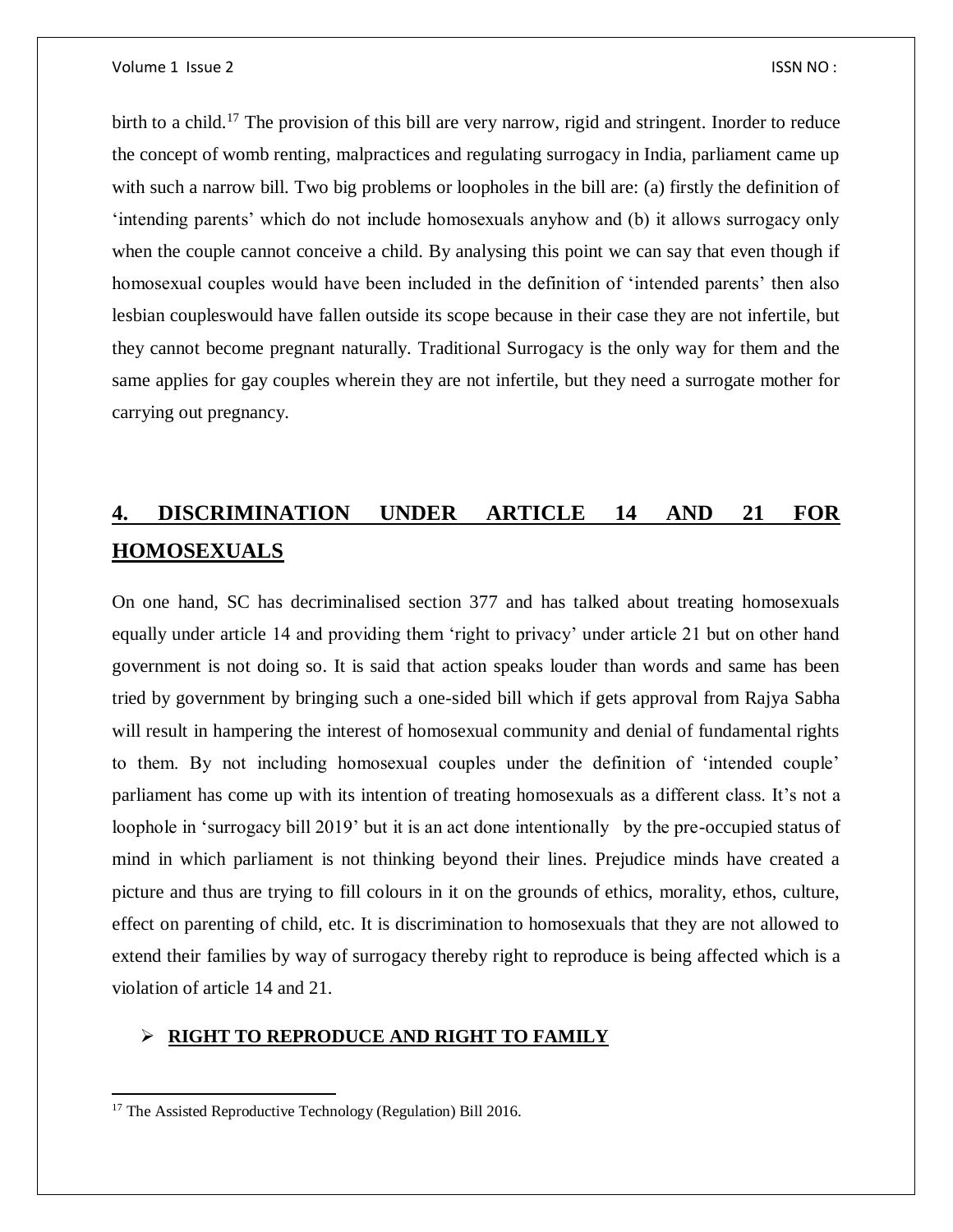birth to a child.[17] The provision of this bill are very narrow, rigid and stringent. Inorder to reduce the concept of womb renting, malpractices and regulating surrogacy in India, parliament came up with such a narrow bill. Two big problems or loopholes in the bill are: (a) firstly the definition of 'intending parents' which do not include homosexuals anyhow and (b) it allows surrogacy only when the couple cannot conceive a child. By analysing this point we can say that even though if homosexual couples would have been included in the definition of 'intended parents' then also lesbian coupleswould have fallen outside its scope because in their case they are not infertile, but they cannot become pregnant naturally. Traditional Surrogacy is the only way for them and the same applies for gay couples wherein they are not infertile, but they need a surrogate mother for carrying out pregnancy.

## 4. DISCRIMINATION UNDER ARTICLE 14 AND 21 FOR HOMOSEXUALS

On one hand, SC has decriminalised section 377 and has talked about treating homosexuals equally under article 14 and providing them 'right to privacy' under article 21 but on other hand government is not doing so. It is said that action speaks louder than words and same has been tried by government by bringing such a one-sided bill which if gets approval from Rajya Sabha will result in hampering the interest of homosexual community and denial of fundamental rights to them. By not including homosexual couples under the definition of 'intended couple' parliament has come up with its intention of treating homosexuals as a different class. It's not a loophole in 'surrogacy bill 2019' but it is an act done intentionally by the pre-occupied status of mind in which parliament is not thinking beyond their lines. Prejudice minds have created a picture and thus are trying to fill colours in it on the grounds of ethics, morality, ethos, culture, effect on parenting of child, etc. It is discrimination to homosexuals that they are not allowed to extend their families by way of surrogacy thereby right to reproduce is being affected which is a violation of article 14 and 21.

- **RIGHT TO REPRODUCE AND RIGHT TO FAMILY**

[17] The Assisted Reproductive Technology (Regulation) Bill 2016.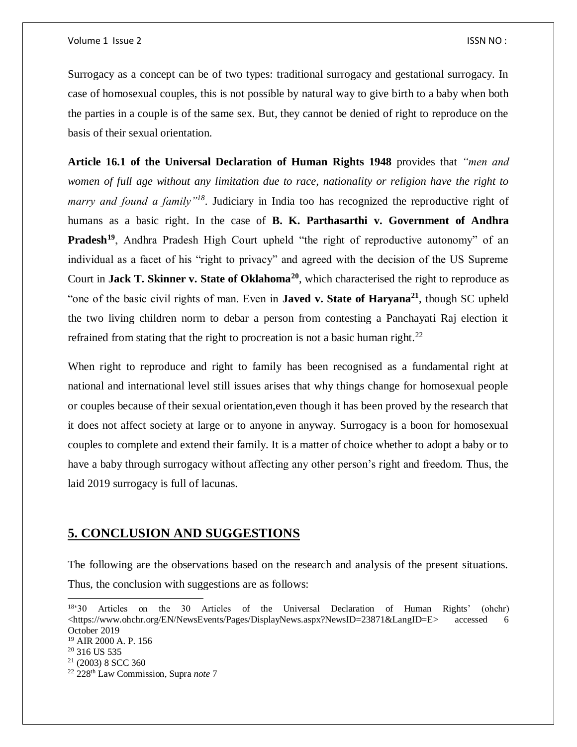Surrogacy as a concept can be of two types: traditional surrogacy and gestational surrogacy. In case of homosexual couples, this is not possible by natural way to give birth to a baby when both the parties in a couple is of the same sex. But, they cannot be denied of right to reproduce on the basis of their sexual orientation.

**Article 16.1 of the Universal Declaration of Human Rights 1948** provides that *"men and women of full age without any limitation due to race, nationality or religion have the right to marry and found a family"*[18]. Judiciary in India too has recognized the reproductive right of humans as a basic right. In the case of **B. K. Parthasarthi v. Government of Andhra Pradesh**[19], Andhra Pradesh High Court upheld "the right of reproductive autonomy" of an individual as a facet of his "right to privacy" and agreed with the decision of the US Supreme Court in **Jack T. Skinner v. State of Oklahoma**[20], which characterised the right to reproduce as "one of the basic civil rights of man. Even in **Javed v. State of Haryana**[21], though SC upheld the two living children norm to debar a person from contesting a Panchayati Raj election it refrained from stating that the right to procreation is not a basic human right.[22]

When right to reproduce and right to family has been recognised as a fundamental right at national and international level still issues arises that why things change for homosexual people or couples because of their sexual orientation,even though it has been proved by the research that it does not affect society at large or to anyone in anyway. Surrogacy is a boon for homosexual couples to complete and extend their family. It is a matter of choice whether to adopt a baby or to have a baby through surrogacy without affecting any other person's right and freedom. Thus, the laid 2019 surrogacy is full of lacunas.

## 5. CONCLUSION AND SUGGESTIONS

The following are the observations based on the research and analysis of the present situations. Thus, the conclusion with suggestions are as follows:

---

[18] '30 Articles on the 30 Articles of the Universal Declaration of Human Rights' (ohchr) <https://www.ohchr.org/EN/NewsEvents/Pages/DisplayNews.aspx?NewsID=23871&LangID=E> accessed 6 October 2019

[19] AIR 2000 A. P. 156

[20] 316 US 535

[21] (2003) 8 SCC 360

[22] 228th Law Commission, Supra *note* 7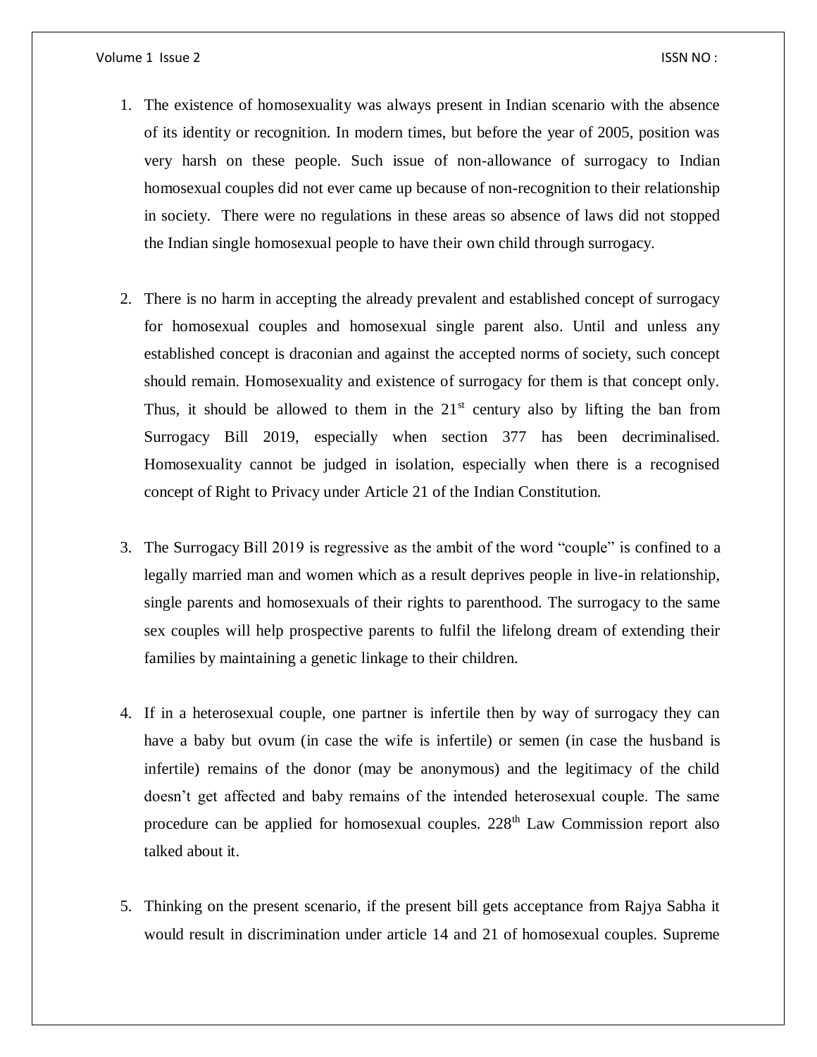1. The existence of homosexuality was always present in Indian scenario with the absence of its identity or recognition. In modern times, but before the year of 2005, position was very harsh on these people. Such issue of non-allowance of surrogacy to Indian homosexual couples did not ever came up because of non-recognition to their relationship in society. There were no regulations in these areas so absence of laws did not stopped the Indian single homosexual people to have their own child through surrogacy.

2. There is no harm in accepting the already prevalent and established concept of surrogacy for homosexual couples and homosexual single parent also. Until and unless any established concept is draconian and against the accepted norms of society, such concept should remain. Homosexuality and existence of surrogacy for them is that concept only. Thus, it should be allowed to them in the 21st century also by lifting the ban from Surrogacy Bill 2019, especially when section 377 has been decriminalised. Homosexuality cannot be judged in isolation, especially when there is a recognised concept of Right to Privacy under Article 21 of the Indian Constitution.

3. The Surrogacy Bill 2019 is regressive as the ambit of the word "couple" is confined to a legally married man and women which as a result deprives people in live-in relationship, single parents and homosexuals of their rights to parenthood. The surrogacy to the same sex couples will help prospective parents to fulfil the lifelong dream of extending their families by maintaining a genetic linkage to their children.

4. If in a heterosexual couple, one partner is infertile then by way of surrogacy they can have a baby but ovum (in case the wife is infertile) or semen (in case the husband is infertile) remains of the donor (may be anonymous) and the legitimacy of the child doesn't get affected and baby remains of the intended heterosexual couple. The same procedure can be applied for homosexual couples. 228th Law Commission report also talked about it.

5. Thinking on the present scenario, if the present bill gets acceptance from Rajya Sabha it would result in discrimination under article 14 and 21 of homosexual couples. Supreme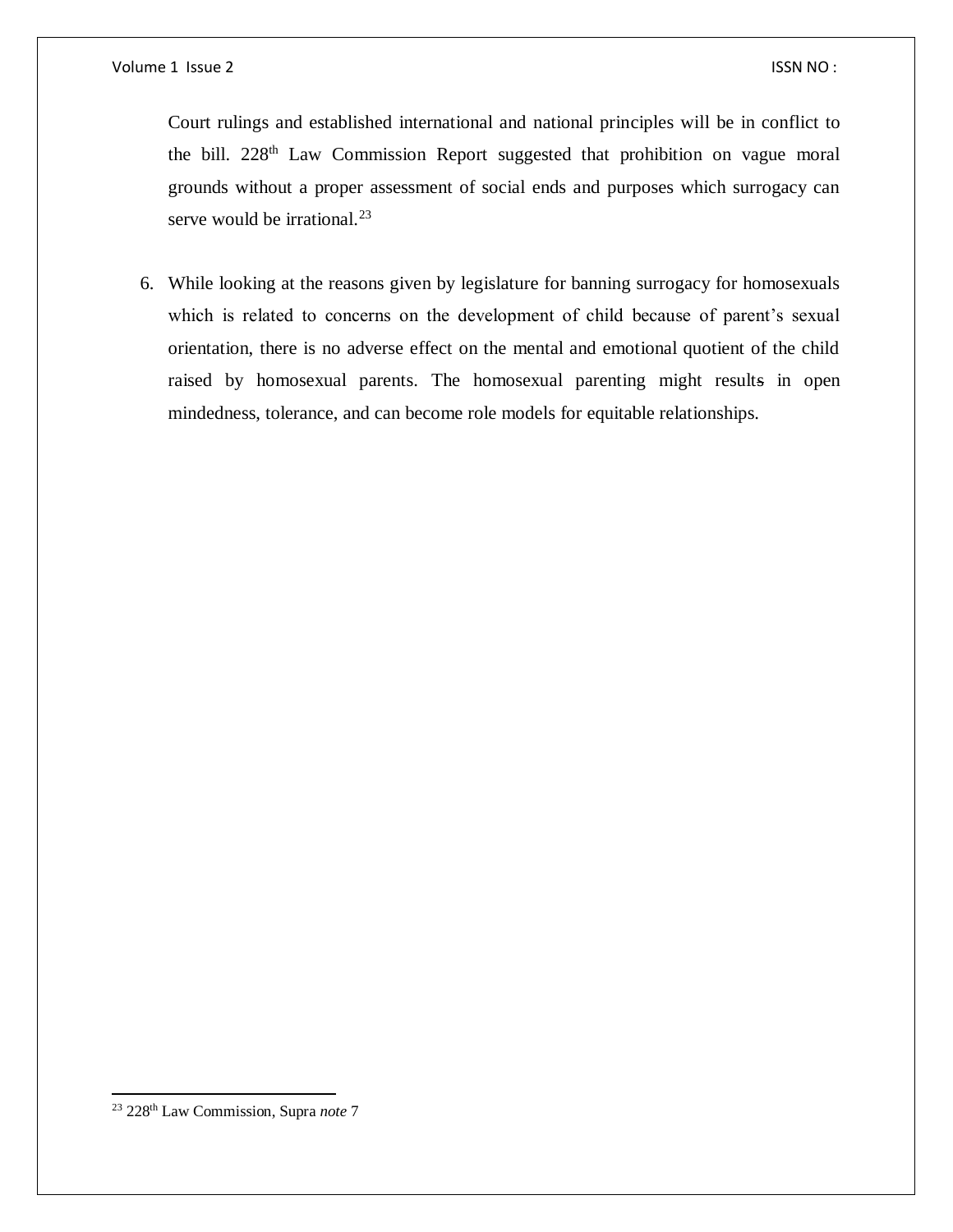Court rulings and established international and national principles will be in conflict to the bill. 228th Law Commission Report suggested that prohibition on vague moral grounds without a proper assessment of social ends and purposes which surrogacy can serve would be irrational.[23]

6. While looking at the reasons given by legislature for banning surrogacy for homosexuals which is related to concerns on the development of child because of parent's sexual orientation, there is no adverse effect on the mental and emotional quotient of the child raised by homosexual parents. The homosexual parenting might results in open mindedness, tolerance, and can become role models for equitable relationships.

---

[23] 228th Law Commission, Supra *note* 7